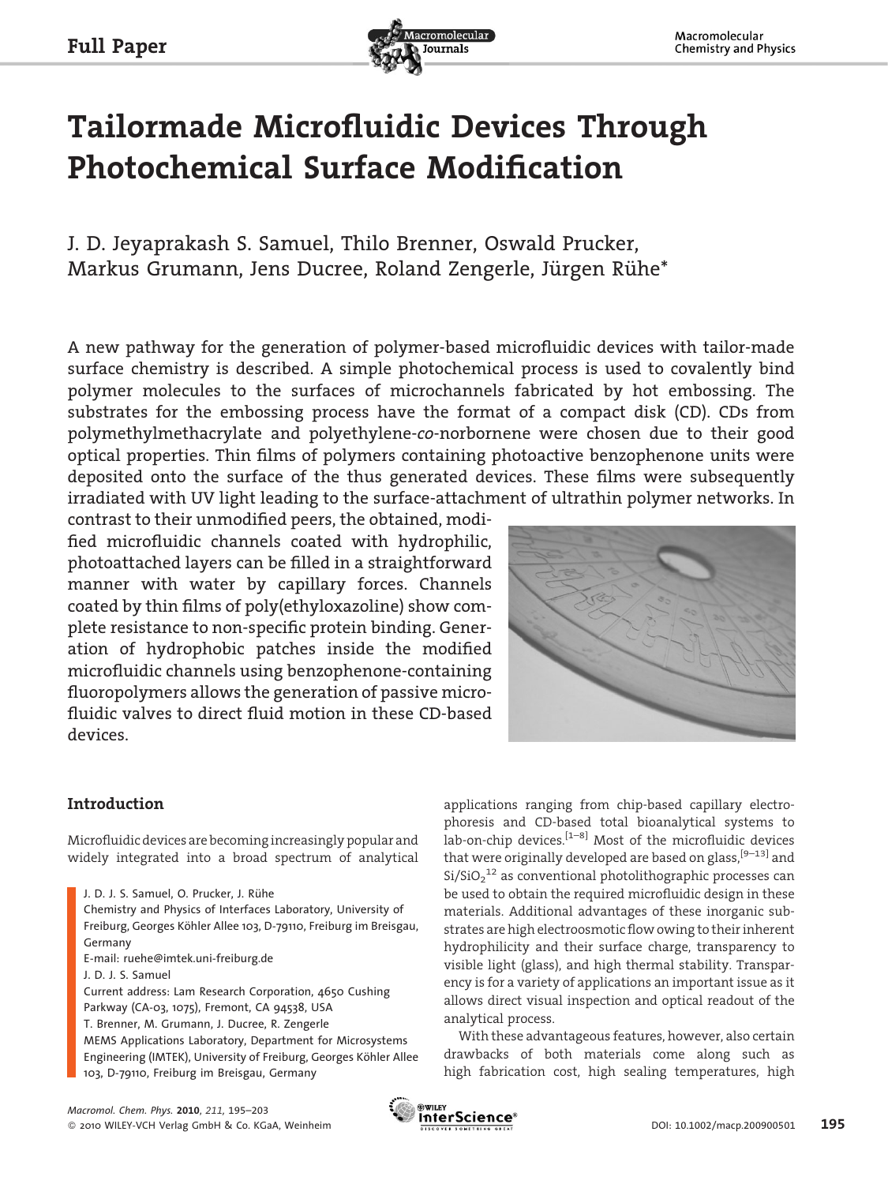# Tailormade Microfluidic Devices Through Photochemical Surface Modification

J. D. Jeyaprakash S. Samuel, Thilo Brenner, Oswald Prucker, Markus Grumann, Jens Ducree, Roland Zengerle, Jürgen Rühe*

A new pathway for the generation of polymer-based microfluidic devices with tailor-made surface chemistry is described. A simple photochemical process is used to covalently bind polymer molecules to the surfaces of microchannels fabricated by hot embossing. The substrates for the embossing process have the format of a compact disk (CD). CDs from polymethylmethacrylate and polyethylene-*co*-norbornene were chosen due to their good optical properties. Thin films of polymers containing photoactive benzophenone units were deposited onto the surface of the thus generated devices. These films were subsequently irradiated with UV light leading to the surface-attachment of ultrathin polymer networks. In contrast to their unmodified peers, the obtained, modified microfluidic channels coated with hydrophilic, photoattached layers can be filled in a straightforward manner with water by capillary forces. Channels coated by thin films of poly(ethyloxazoline) show complete resistance to non-specific protein binding. Generation of hydrophobic patches inside the modified microfluidic channels using benzophenone-containing fluoropolymers allows the generation of passive microfluidic valves to direct fluid motion in these CD-based devices.

## Introduction

Microfluidic devices are becoming increasingly popular and widely integrated into a broad spectrum of analytical applications ranging from chip-based capillary electrophoresis and CD-based total bioanalytical systems to lab-on-chip devices.[1–8] Most of the microfluidic devices that were originally developed are based on glass,[9–13] and $Si/SiO_2$[12] as conventional photolithographic processes can be used to obtain the required microfluidic design in these materials. Additional advantages of these inorganic substrates are high electroosmotic flow owing to their inherent hydrophilicity and their surface charge, transparency to visible light (glass), and high thermal stability. Transparency is for a variety of applications an important issue as it allows direct visual inspection and optical readout of the analytical process.

With these advantageous features, however, also certain drawbacks of both materials come along such as high fabrication cost, high sealing temperatures, high

J. D. J. S. Samuel, O. Prucker, J. Rühe
Chemistry and Physics of Interfaces Laboratory, University of Freiburg, Georges Köhler Allee 103, D-79110, Freiburg im Breisgau, Germany
E-mail: ruehe@imtek.uni-freiburg.de
J. D. J. S. Samuel
Current address: Lam Research Corporation, 4650 Cushing Parkway (CA-03, 1075), Fremont, CA 94538, USA
T. Brenner, M. Grumann, J. Ducree, R. Zengerle
MEMS Applications Laboratory, Department for Microsystems Engineering (IMTEK), University of Freiburg, Georges Köhler Allee 103, D-79110, Freiburg im Breisgau, Germany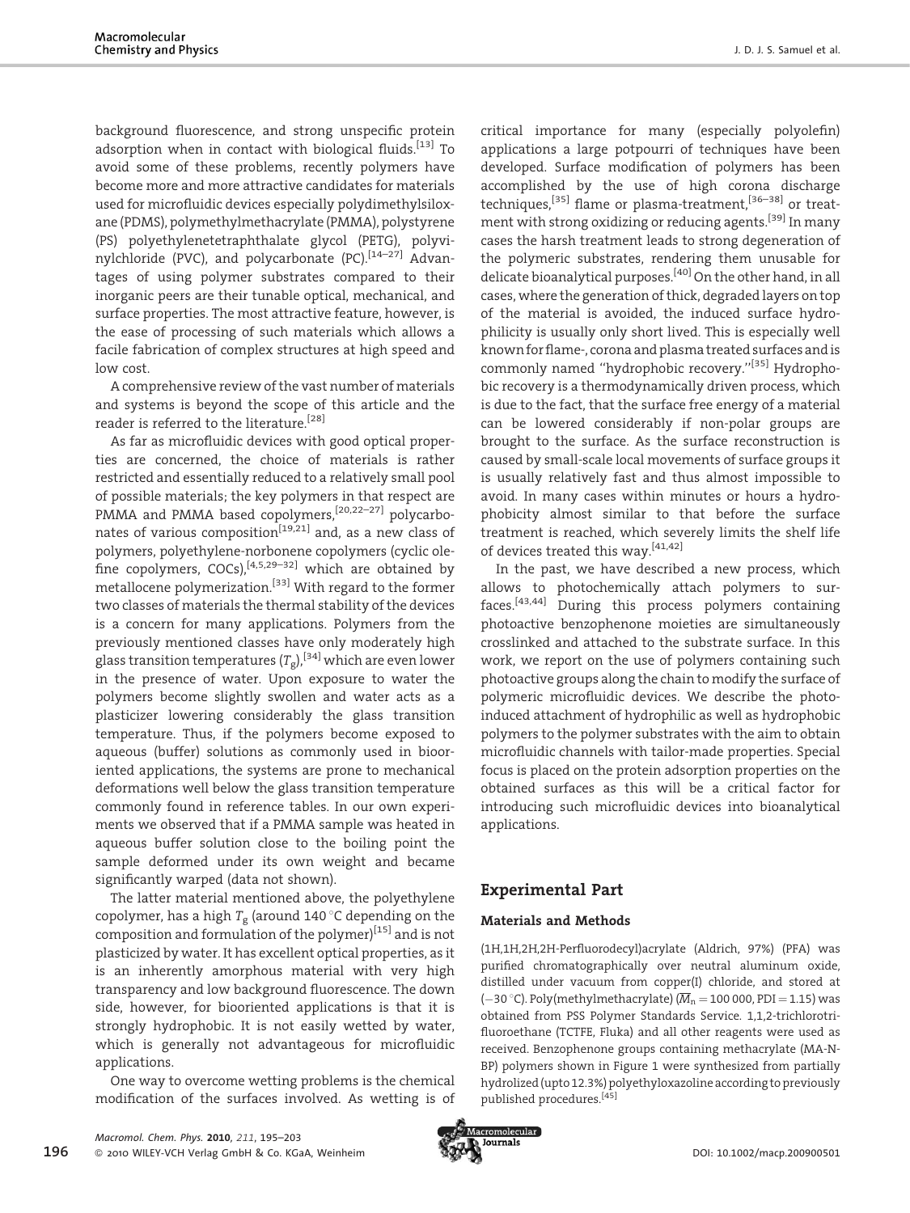background fluorescence, and strong unspecific protein adsorption when in contact with biological fluids.[13] To avoid some of these problems, recently polymers have become more and more attractive candidates for materials used for microfluidic devices especially polydimethylsiloxane (PDMS), polymethylmethacrylate (PMMA), polystyrene (PS) polyethylenetetraphthalate glycol (PETG), polyvinylchloride (PVC), and polycarbonate (PC).[14–27] Advantages of using polymer substrates compared to their inorganic peers are their tunable optical, mechanical, and surface properties. The most attractive feature, however, is the ease of processing of such materials which allows a facile fabrication of complex structures at high speed and low cost.

A comprehensive review of the vast number of materials and systems is beyond the scope of this article and the reader is referred to the literature.[28]

As far as microfluidic devices with good optical properties are concerned, the choice of materials is rather restricted and essentially reduced to a relatively small pool of possible materials; the key polymers in that respect are PMMA and PMMA based copolymers,[20,22–27] polycarbonates of various composition[19,21] and, as a new class of polymers, polyethylene-norbonene copolymers (cyclic olefine copolymers, COCs),[4,5,29–32] which are obtained by metallocene polymerization.[33] With regard to the former two classes of materials the thermal stability of the devices is a concern for many applications. Polymers from the previously mentioned classes have only moderately high glass transition temperatures ($T_g$),[34] which are even lower in the presence of water. Upon exposure to water the polymers become slightly swollen and water acts as a plasticizer lowering considerably the glass transition temperature. Thus, if the polymers become exposed to aqueous (buffer) solutions as commonly used in biooriented applications, the systems are prone to mechanical deformations well below the glass transition temperature commonly found in reference tables. In our own experiments we observed that if a PMMA sample was heated in aqueous buffer solution close to the boiling point the sample deformed under its own weight and became significantly warped (data not shown).

The latter material mentioned above, the polyethylene copolymer, has a high $T_g$ (around 140 °C depending on the composition and formulation of the polymer)[15] and is not plasticized by water. It has excellent optical properties, as it is an inherently amorphous material with very high transparency and low background fluorescence. The down side, however, for biooriented applications is that it is strongly hydrophobic. It is not easily wetted by water, which is generally not advantageous for microfluidic applications.

One way to overcome wetting problems is the chemical modification of the surfaces involved. As wetting is of critical importance for many (especially polyolefin) applications a large potpourri of techniques have been developed. Surface modification of polymers has been accomplished by the use of high corona discharge techniques,[35] flame or plasma-treatment,[36–38] or treatment with strong oxidizing or reducing agents.[39] In many cases the harsh treatment leads to strong degeneration of the polymeric substrates, rendering them unusable for delicate bioanalytical purposes.[40] On the other hand, in all cases, where the generation of thick, degraded layers on top of the material is avoided, the induced surface hydrophilicity is usually only short lived. This is especially well known for flame-, corona and plasma treated surfaces and is commonly named "hydrophobic recovery."[35] Hydrophobic recovery is a thermodynamically driven process, which is due to the fact, that the surface free energy of a material can be lowered considerably if non-polar groups are brought to the surface. As the surface reconstruction is caused by small-scale local movements of surface groups it is usually relatively fast and thus almost impossible to avoid. In many cases within minutes or hours a hydrophobicity almost similar to that before the surface treatment is reached, which severely limits the shelf life of devices treated this way.[41,42]

In the past, we have described a new process, which allows to photochemically attach polymers to surfaces.[43,44] During this process polymers containing photoactive benzophenone moieties are simultaneously crosslinked and attached to the substrate surface. In this work, we report on the use of polymers containing such photoactive groups along the chain to modify the surface of polymeric microfluidic devices. We describe the photo-induced attachment of hydrophilic as well as hydrophobic polymers to the polymer substrates with the aim to obtain microfluidic channels with tailor-made properties. Special focus is placed on the protein adsorption properties on the obtained surfaces as this will be a critical factor for introducing such microfluidic devices into bioanalytical applications.

## Experimental Part

### Materials and Methods

(1H,1H,2H,2H-Perfluorodecyl)acrylate (Aldrich, 97%) (PFA) was purified chromatographically over neutral aluminum oxide, distilled under vacuum from copper(I) chloride, and stored at (−30 °C). Poly(methylmethacrylate) ($\overline{M}_n = 100\,000$, PDI = 1.15) was obtained from PSS Polymer Standards Service. 1,1,2-trichlorotrifluoroethane (TCTFE, Fluka) and all other reagents were used as received. Benzophenone groups containing methacrylate (MA-N-BP) polymers shown in Figure 1 were synthesized from partially hydrolized (up to 12.3%) polyethyloxazoline according to previously published procedures.[45]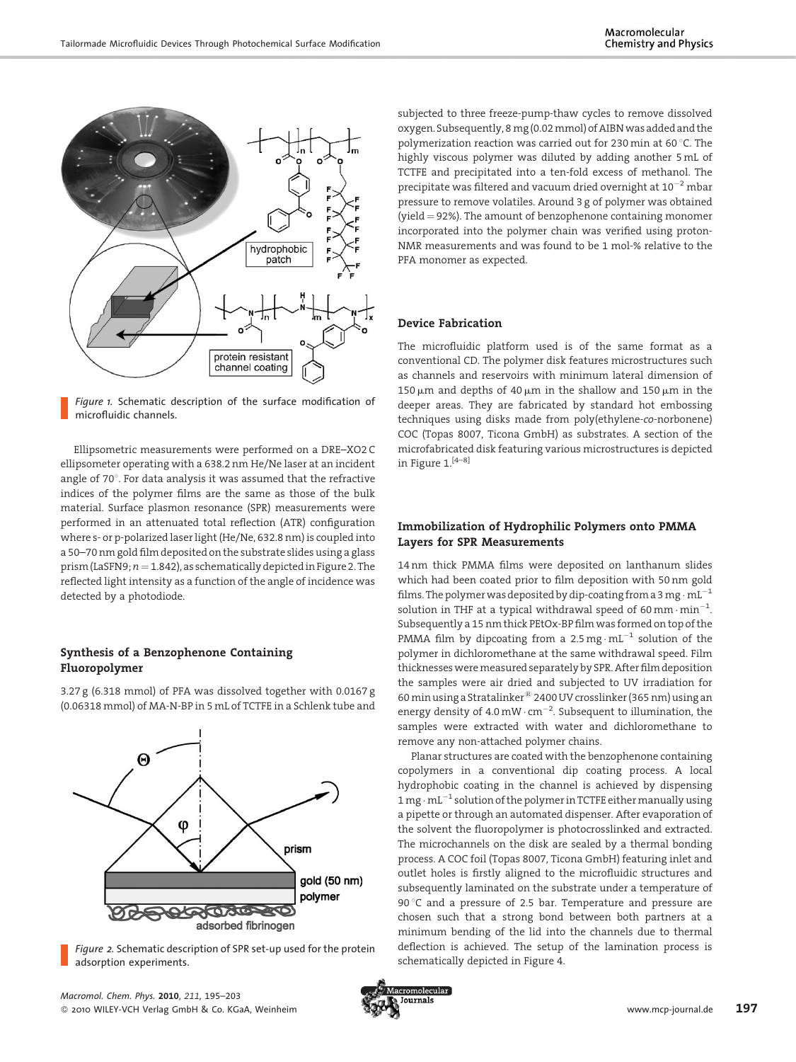Figure 1. Schematic description of the surface modification of microfluidic channels.

Ellipsometric measurements were performed on a DRE–XO2 C ellipsometer operating with a 638.2 nm He/Ne laser at an incident angle of 70°. For data analysis it was assumed that the refractive indices of the polymer films are the same as those of the bulk material. Surface plasmon resonance (SPR) measurements were performed in an attenuated total reflection (ATR) configuration where s- or p-polarized laser light (He/Ne, 632.8 nm) is coupled into a 50–70 nm gold film deposited on the substrate slides using a glass prism (LaSFN9; $n = 1.842$), as schematically depicted in Figure 2. The reflected light intensity as a function of the angle of incidence was detected by a photodiode.

## Synthesis of a Benzophenone Containing Fluoropolymer

3.27 g (6.318 mmol) of PFA was dissolved together with 0.0167 g (0.06318 mmol) of MA-N-BP in 5 mL of TCTFE in a Schlenk tube and subjected to three freeze-pump-thaw cycles to remove dissolved oxygen. Subsequently, 8 mg (0.02 mmol) of AIBN was added and the polymerization reaction was carried out for 230 min at 60 °C. The highly viscous polymer was diluted by adding another 5 mL of TCTFE and precipitated into a ten-fold excess of methanol. The precipitate was filtered and vacuum dried overnight at $10^{-2}$ mbar pressure to remove volatiles. Around 3 g of polymer was obtained (yield = 92%). The amount of benzophenone containing monomer incorporated into the polymer chain was verified using proton-NMR measurements and was found to be 1 mol-% relative to the PFA monomer as expected.

Figure 2. Schematic description of SPR set-up used for the protein adsorption experiments.

## Device Fabrication

The microfluidic platform used is of the same format as a conventional CD. The polymer disk features microstructures such as channels and reservoirs with minimum lateral dimension of 150 μm and depths of 40 μm in the shallow and 150 μm in the deeper areas. They are fabricated by standard hot embossing techniques using disks made from poly(ethylene-*co*-norbonene) COC (Topas 8007, Ticona GmbH) as substrates. A section of the microfabricated disk featuring various microstructures is depicted in Figure 1.[4–8]

## Immobilization of Hydrophilic Polymers onto PMMA Layers for SPR Measurements

14 nm thick PMMA films were deposited on lanthanum slides which had been coated prior to film deposition with 50 nm gold films. The polymer was deposited by dip-coating from a 3 mg · mL$^{-1}$ solution in THF at a typical withdrawal speed of 60 mm · min$^{-1}$. Subsequently a 15 nm thick PEtOx-BP film was formed on top of the PMMA film by dipcoating from a 2.5 mg · mL$^{-1}$ solution of the polymer in dichloromethane at the same withdrawal speed. Film thicknesses were measured separately by SPR. After film deposition the samples were air dried and subjected to UV irradiation for 60 min using a Stratalinker® 2400 UV crosslinker (365 nm) using an energy density of 4.0 mW · cm$^{-2}$. Subsequent to illumination, the samples were extracted with water and dichloromethane to remove any non-attached polymer chains.

Planar structures are coated with the benzophenone containing copolymers in a conventional dip coating process. A local hydrophobic coating in the channel is achieved by dispensing 1 mg · mL$^{-1}$ solution of the polymer in TCTFE either manually using a pipette or through an automated dispenser. After evaporation of the solvent the fluoropolymer is photocrosslinked and extracted. The microchannels on the disk are sealed by a thermal bonding process. A COC foil (Topas 8007, Ticona GmbH) featuring inlet and outlet holes is firstly aligned to the microfluidic structures and subsequently laminated on the substrate under a temperature of 90 °C and a pressure of 2.5 bar. Temperature and pressure are chosen such that a strong bond between both partners at a minimum bending of the lid into the channels due to thermal deflection is achieved. The setup of the lamination process is schematically depicted in Figure 4.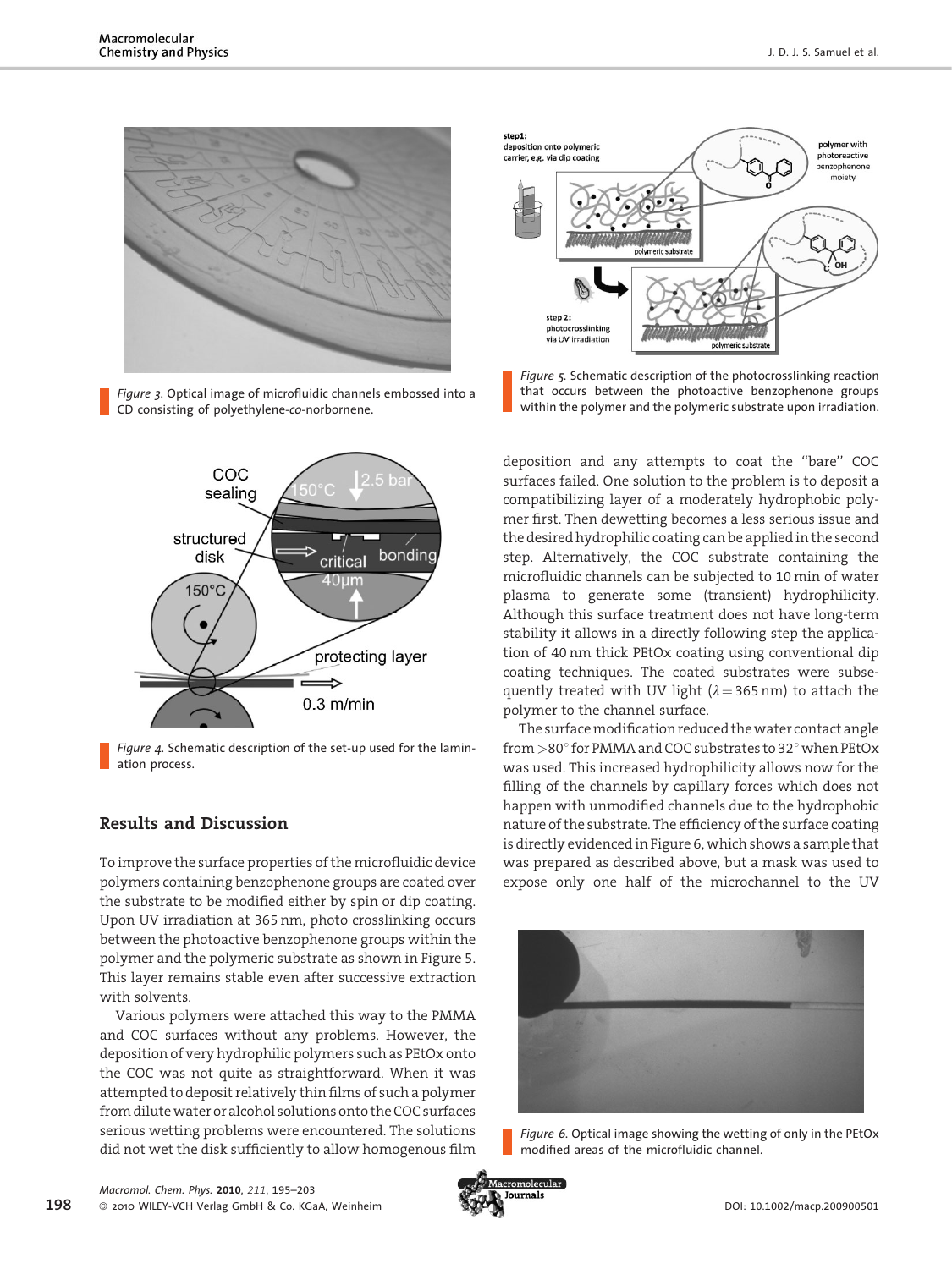Figure 3. Optical image of microfluidic channels embossed into a CD consisting of polyethylene-*co*-norbornene.

Figure 4. Schematic description of the set-up used for the lamination process.

Figure 5. Schematic description of the photocrosslinking reaction that occurs between the photoactive benzophenone groups within the polymer and the polymeric substrate upon irradiation.

## Results and Discussion

To improve the surface properties of the microfluidic device polymers containing benzophenone groups are coated over the substrate to be modified either by spin or dip coating. Upon UV irradiation at 365 nm, photo crosslinking occurs between the photoactive benzophenone groups within the polymer and the polymeric substrate as shown in Figure 5. This layer remains stable even after successive extraction with solvents.

Various polymers were attached this way to the PMMA and COC surfaces without any problems. However, the deposition of very hydrophilic polymers such as PEtOx onto the COC was not quite as straightforward. When it was attempted to deposit relatively thin films of such a polymer from dilute water or alcohol solutions onto the COC surfaces serious wetting problems were encountered. The solutions did not wet the disk sufficiently to allow homogenous film deposition and any attempts to coat the "bare" COC surfaces failed. One solution to the problem is to deposit a compatibilizing layer of a moderately hydrophobic polymer first. Then dewetting becomes a less serious issue and the desired hydrophilic coating can be applied in the second step. Alternatively, the COC substrate containing the microfluidic channels can be subjected to 10 min of water plasma to generate some (transient) hydrophilicity. Although this surface treatment does not have long-term stability it allows in a directly following step the application of 40 nm thick PEtOx coating using conventional dip coating techniques. The coated substrates were subsequently treated with UV light ($\lambda = 365$ nm) to attach the polymer to the channel surface.

The surface modification reduced the water contact angle from >80° for PMMA and COC substrates to 32° when PEtOx was used. This increased hydrophilicity allows now for the filling of the channels by capillary forces which does not happen with unmodified channels due to the hydrophobic nature of the substrate. The efficiency of the surface coating is directly evidenced in Figure 6, which shows a sample that was prepared as described above, but a mask was used to expose only one half of the microchannel to the UV

Figure 6. Optical image showing the wetting of only in the PEtOx modified areas of the microfluidic channel.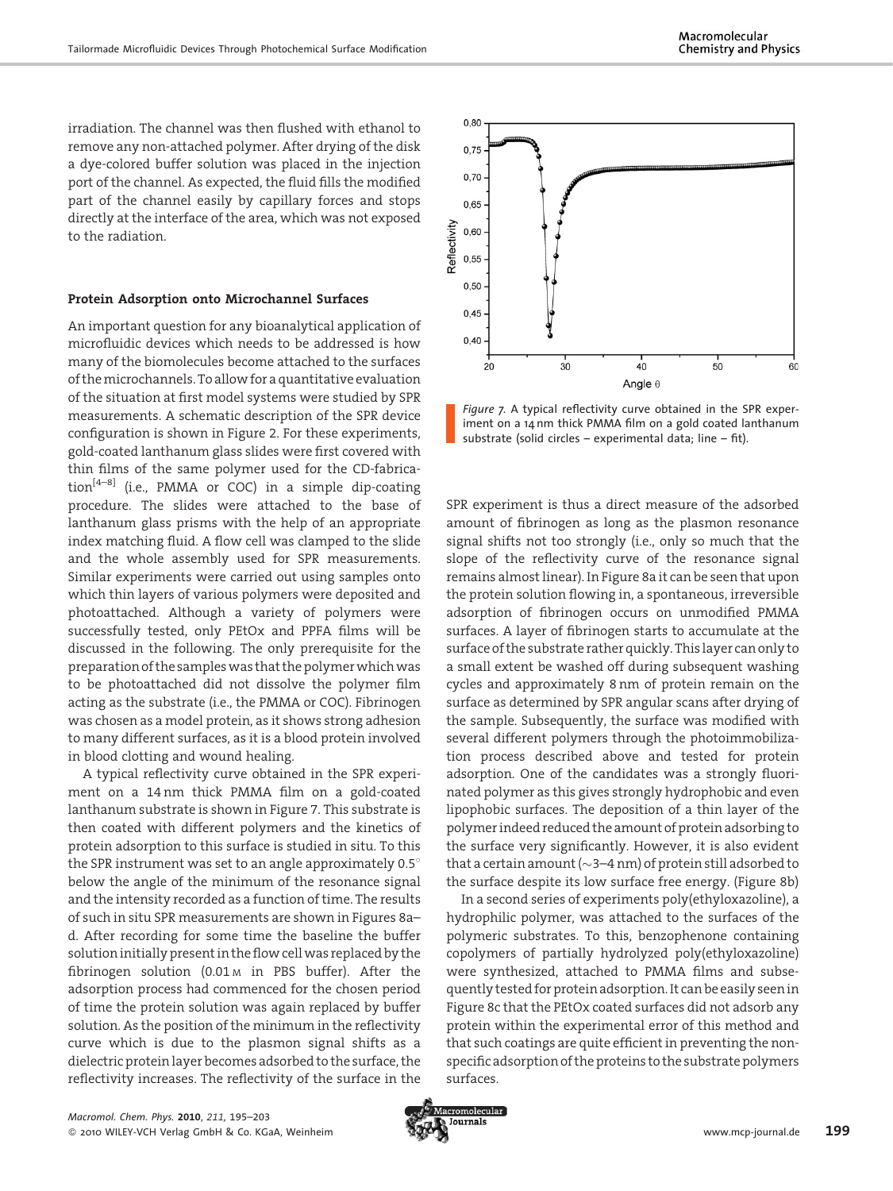irradiation. The channel was then flushed with ethanol to remove any non-attached polymer. After drying of the disk a dye-colored buffer solution was placed in the injection port of the channel. As expected, the fluid fills the modified part of the channel easily by capillary forces and stops directly at the interface of the area, which was not exposed to the radiation.

### Protein Adsorption onto Microchannel Surfaces

An important question for any bioanalytical application of microfluidic devices which needs to be addressed is how many of the biomolecules become attached to the surfaces of the microchannels. To allow for a quantitative evaluation of the situation at first model systems were studied by SPR measurements. A schematic description of the SPR device configuration is shown in Figure 2. For these experiments, gold-coated lanthanum glass slides were first covered with thin films of the same polymer used for the CD-fabrication[4–8] (i.e., PMMA or COC) in a simple dip-coating procedure. The slides were attached to the base of lanthanum glass prisms with the help of an appropriate index matching fluid. A flow cell was clamped to the slide and the whole assembly used for SPR measurements. Similar experiments were carried out using samples onto which thin layers of various polymers were deposited and photoattached. Although a variety of polymers were successfully tested, only PEtOx and PPFA films will be discussed in the following. The only prerequisite for the preparation of the samples was that the polymer which was to be photoattached did not dissolve the polymer film acting as the substrate (i.e., the PMMA or COC). Fibrinogen was chosen as a model protein, as it shows strong adhesion to many different surfaces, as it is a blood protein involved in blood clotting and wound healing.

A typical reflectivity curve obtained in the SPR experiment on a 14 nm thick PMMA film on a gold-coated lanthanum substrate is shown in Figure 7. This substrate is then coated with different polymers and the kinetics of protein adsorption to this surface is studied in situ. To this the SPR instrument was set to an angle approximately 0.5° below the angle of the minimum of the resonance signal and the intensity recorded as a function of time. The results of such in situ SPR measurements are shown in Figures 8a–d. After recording for some time the baseline the buffer solution initially present in the flow cell was replaced by the fibrinogen solution (0.01 M in PBS buffer). After the adsorption process had commenced for the chosen period of time the protein solution was again replaced by buffer solution. As the position of the minimum in the reflectivity curve which is due to the plasmon signal shifts as a dielectric protein layer becomes adsorbed to the surface, the reflectivity increases. The reflectivity of the surface in the SPR experiment is thus a direct measure of the adsorbed amount of fibrinogen as long as the plasmon resonance signal shifts not too strongly (i.e., only so much that the slope of the reflectivity curve of the resonance signal remains almost linear). In Figure 8a it can be seen that upon the protein solution flowing in, a spontaneous, irreversible adsorption of fibrinogen occurs on unmodified PMMA surfaces. A layer of fibrinogen starts to accumulate at the surface of the substrate rather quickly. This layer can only to a small extent be washed off during subsequent washing cycles and approximately 8 nm of protein remain on the surface as determined by SPR angular scans after drying of the sample. Subsequently, the surface was modified with several different polymers through the photoimmobilization process described above and tested for protein adsorption. One of the candidates was a strongly fluorinated polymer as this gives strongly hydrophobic and even lipophobic surfaces. The deposition of a thin layer of the polymer indeed reduced the amount of protein adsorbing to the surface very significantly. However, it is also evident that a certain amount (~3–4 nm) of protein still adsorbed to the surface despite its low surface free energy. (Figure 8b)

In a second series of experiments poly(ethyloxazoline), a hydrophilic polymer, was attached to the surfaces of the polymeric substrates. To this, benzophenone containing copolymers of partially hydrolyzed poly(ethyloxazoline) were synthesized, attached to PMMA films and subsequently tested for protein adsorption. It can be easily seen in Figure 8c that the PEtOx coated surfaces did not adsorb any protein within the experimental error of this method and that such coatings are quite efficient in preventing the non-specific adsorption of the proteins to the substrate polymers surfaces.

*Figure 7.* A typical reflectivity curve obtained in the SPR experiment on a 14 nm thick PMMA film on a gold coated lanthanum substrate (solid circles – experimental data; line – fit).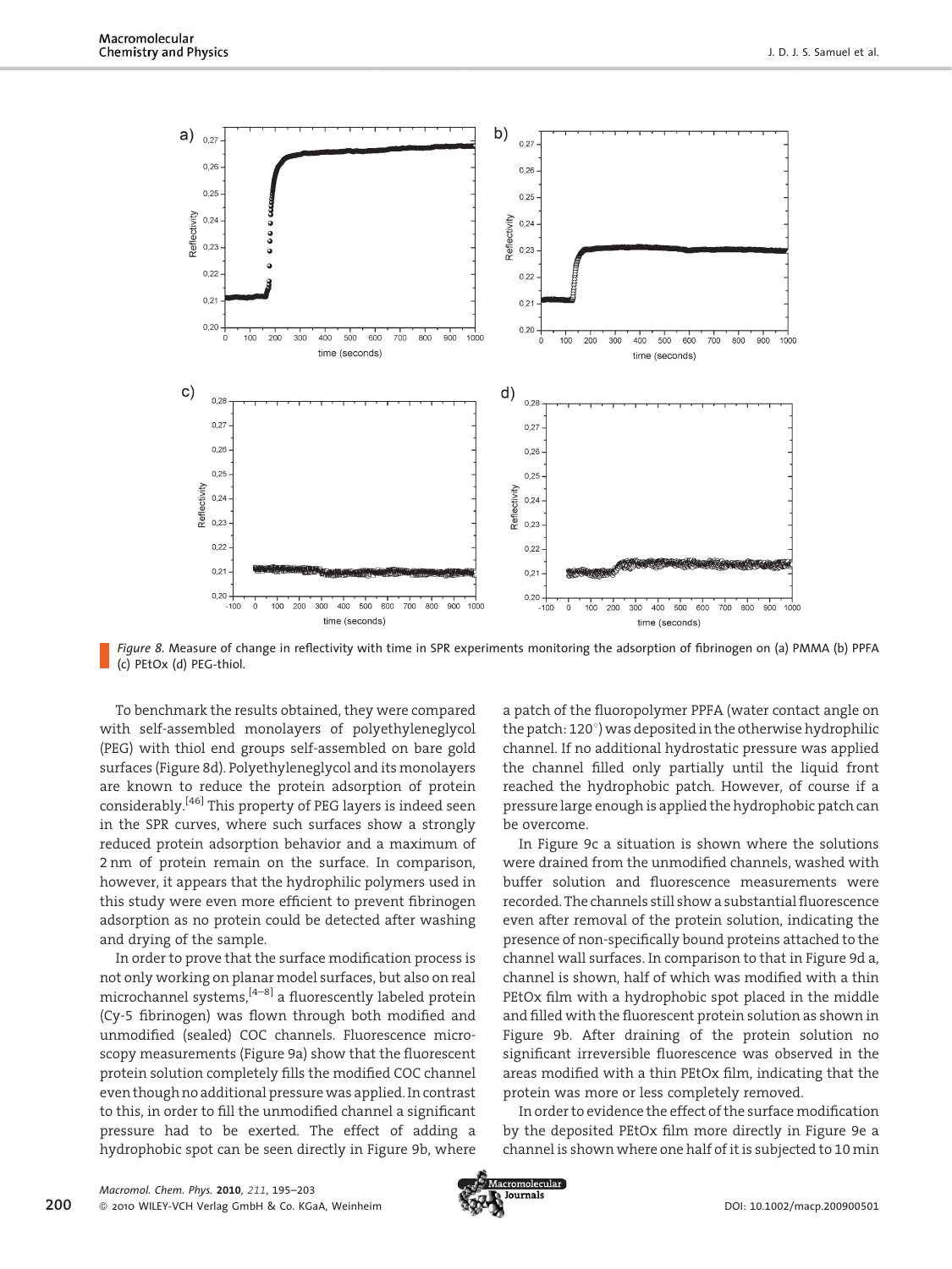Figure 8. Measure of change in reflectivity with time in SPR experiments monitoring the adsorption of fibrinogen on (a) PMMA (b) PPFA (c) PEtOx (d) PEG-thiol.

To benchmark the results obtained, they were compared with self-assembled monolayers of polyethyleneglycol (PEG) with thiol end groups self-assembled on bare gold surfaces (Figure 8d). Polyethyleneglycol and its monolayers are known to reduce the protein adsorption of protein considerably.[46] This property of PEG layers is indeed seen in the SPR curves, where such surfaces show a strongly reduced protein adsorption behavior and a maximum of 2 nm of protein remain on the surface. In comparison, however, it appears that the hydrophilic polymers used in this study were even more efficient to prevent fibrinogen adsorption as no protein could be detected after washing and drying of the sample.

In order to prove that the surface modification process is not only working on planar model surfaces, but also on real microchannel systems,[4–8] a fluorescently labeled protein (Cy-5 fibrinogen) was flown through both modified and unmodified (sealed) COC channels. Fluorescence microscopy measurements (Figure 9a) show that the fluorescent protein solution completely fills the modified COC channel even though no additional pressure was applied. In contrast to this, in order to fill the unmodified channel a significant pressure had to be exerted. The effect of adding a hydrophobic spot can be seen directly in Figure 9b, where a patch of the fluoropolymer PPFA (water contact angle on the patch: 120°) was deposited in the otherwise hydrophilic channel. If no additional hydrostatic pressure was applied the channel filled only partially until the liquid front reached the hydrophobic patch. However, of course if a pressure large enough is applied the hydrophobic patch can be overcome.

In Figure 9c a situation is shown where the solutions were drained from the unmodified channels, washed with buffer solution and fluorescence measurements were recorded. The channels still show a substantial fluorescence even after removal of the protein solution, indicating the presence of non-specifically bound proteins attached to the channel wall surfaces. In comparison to that in Figure 9d a, channel is shown, half of which was modified with a thin PEtOx film with a hydrophobic spot placed in the middle and filled with the fluorescent protein solution as shown in Figure 9b. After draining of the protein solution no significant irreversible fluorescence was observed in the areas modified with a thin PEtOx film, indicating that the protein was more or less completely removed.

In order to evidence the effect of the surface modification by the deposited PEtOx film more directly in Figure 9e a channel is shown where one half of it is subjected to 10 min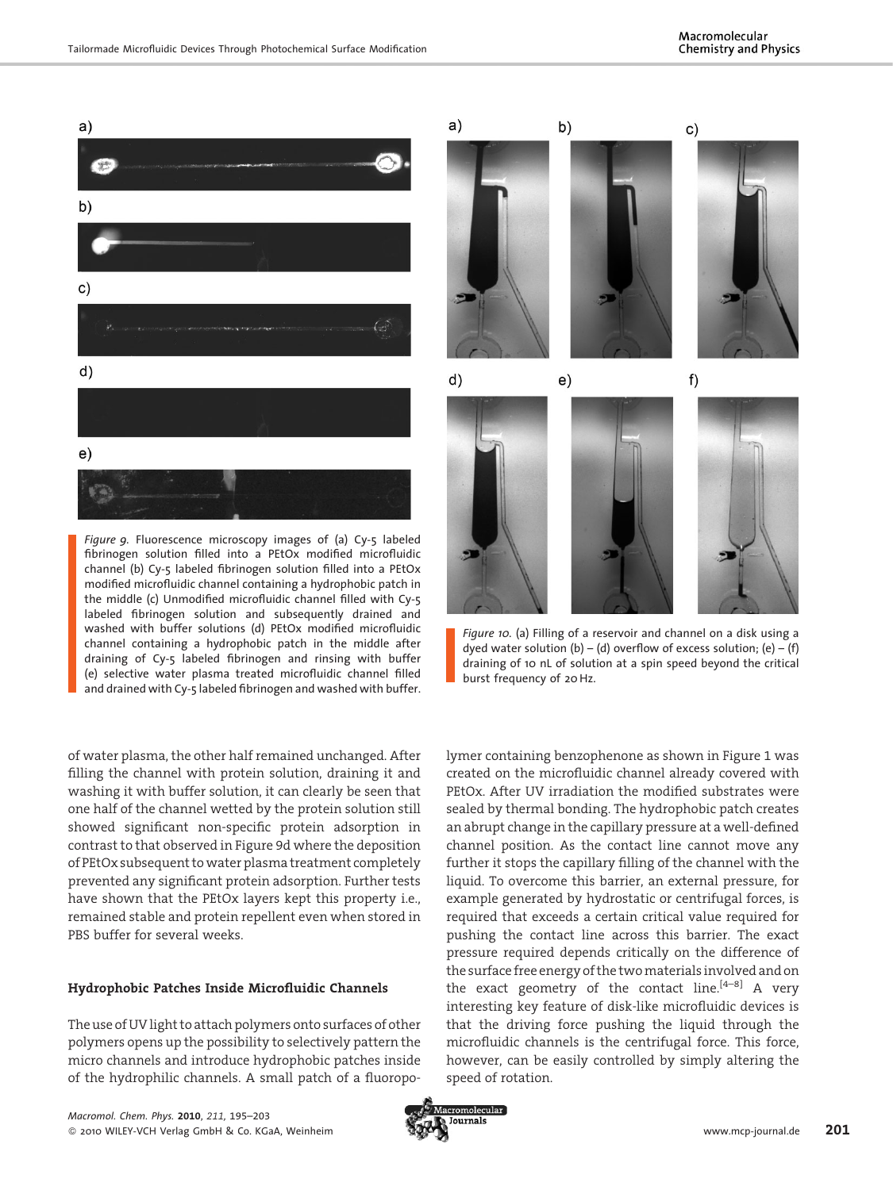*Figure 9*. Fluorescence microscopy images of (a) Cy-5 labeled fibrinogen solution filled into a PEtOx modified microfluidic channel (b) Cy-5 labeled fibrinogen solution filled into a PEtOx modified microfluidic channel containing a hydrophobic patch in the middle (c) Unmodified microfluidic channel filled with Cy-5 labeled fibrinogen solution and subsequently drained and washed with buffer solutions (d) PEtOx modified microfluidic channel containing a hydrophobic patch in the middle after draining of Cy-5 labeled fibrinogen and rinsing with buffer (e) selective water plasma treated microfluidic channel filled and drained with Cy-5 labeled fibrinogen and washed with buffer.

*Figure 10*. (a) Filling of a reservoir and channel on a disk using a dyed water solution (b) – (d) overflow of excess solution; (e) – (f) draining of 10 nL of solution at a spin speed beyond the critical burst frequency of 20 Hz.

of water plasma, the other half remained unchanged. After filling the channel with protein solution, draining it and washing it with buffer solution, it can clearly be seen that one half of the channel wetted by the protein solution still showed significant non-specific protein adsorption in contrast to that observed in Figure 9d where the deposition of PEtOx subsequent to water plasma treatment completely prevented any significant protein adsorption. Further tests have shown that the PEtOx layers kept this property i.e., remained stable and protein repellent even when stored in PBS buffer for several weeks.

## Hydrophobic Patches Inside Microfluidic Channels

The use of UV light to attach polymers onto surfaces of other polymers opens up the possibility to selectively pattern the micro channels and introduce hydrophobic patches inside of the hydrophilic channels. A small patch of a fluoropolymer containing benzophenone as shown in Figure 1 was created on the microfluidic channel already covered with PEtOx. After UV irradiation the modified substrates were sealed by thermal bonding. The hydrophobic patch creates an abrupt change in the capillary pressure at a well-defined channel position. As the contact line cannot move any further it stops the capillary filling of the channel with the liquid. To overcome this barrier, an external pressure, for example generated by hydrostatic or centrifugal forces, is required that exceeds a certain critical value required for pushing the contact line across this barrier. The exact pressure required depends critically on the difference of the surface free energy of the two materials involved and on the exact geometry of the contact line.[4–8] A very interesting key feature of disk-like microfluidic devices is that the driving force pushing the liquid through the microfluidic channels is the centrifugal force. This force, however, can be easily controlled by simply altering the speed of rotation.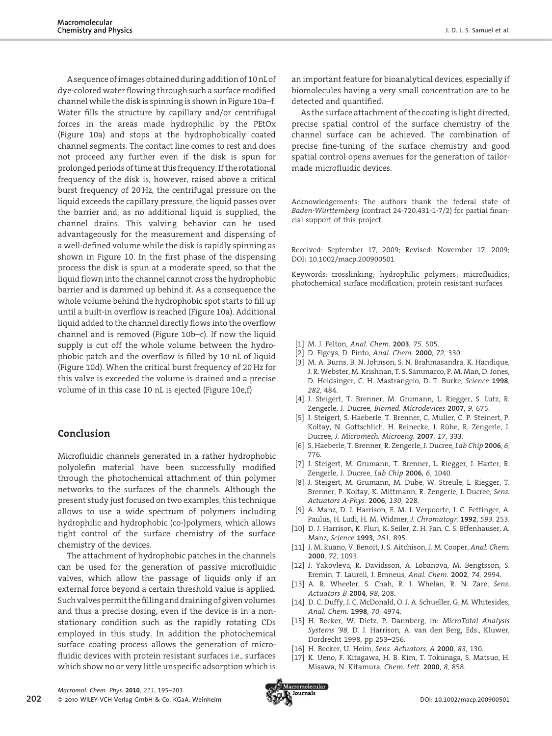A sequence of images obtained during addition of 10 nL of dye-colored water flowing through such a surface modified channel while the disk is spinning is shown in Figure 10a–f. Water fills the structure by capillary and/or centrifugal forces in the areas made hydrophilic by the PEtOx (Figure 10a) and stops at the hydrophobically coated channel segments. The contact line comes to rest and does not proceed any further even if the disk is spun for prolonged periods of time at this frequency. If the rotational frequency of the disk is, however, raised above a critical burst frequency of 20 Hz, the centrifugal pressure on the liquid exceeds the capillary pressure, the liquid passes over the barrier and, as no additional liquid is supplied, the channel drains. This valving behavior can be used advantageously for the measurement and dispensing of a well-defined volume while the disk is rapidly spinning as shown in Figure 10. In the first phase of the dispensing process the disk is spun at a moderate speed, so that the liquid flown into the channel cannot cross the hydrophobic barrier and is dammed up behind it. As a consequence the whole volume behind the hydrophobic spot starts to fill up until a built-in overflow is reached (Figure 10a). Additional liquid added to the channel directly flows into the overflow channel and is removed (Figure 10b–c). If now the liquid supply is cut off the whole volume between the hydrophobic patch and the overflow is filled by 10 nL of liquid (Figure 10d). When the critical burst frequency of 20 Hz for this valve is exceeded the volume is drained and a precise volume of in this case 10 nL is ejected (Figure 10e,f)

## Conclusion

Microfluidic channels generated in a rather hydrophobic polyolefin material have been successfully modified through the photochemical attachment of thin polymer networks to the surfaces of the channels. Although the present study just focused on two examples, this technique allows to use a wide spectrum of polymers including hydrophilic and hydrophobic (co-)polymers, which allows tight control of the surface chemistry of the surface chemistry of the devices.

The attachment of hydrophobic patches in the channels can be used for the generation of passive microfluidic valves, which allow the passage of liquids only if an external force beyond a certain threshold value is applied. Such valves permit the filling and draining of given volumes and thus a precise dosing, even if the device is in a non-stationary condition such as the rapidly rotating CDs employed in this study. In addition the photochemical surface coating process allows the generation of microfluidic devices with protein resistant surfaces i.e., surfaces which show no or very little unspecific adsorption which is an important feature for bioanalytical devices, especially if biomolecules having a very small concentration are to be detected and quantified.

As the surface attachment of the coating is light directed, precise spatial control of the surface chemistry of the channel surface can be achieved. The combination of precise fine-tuning of the surface chemistry and good spatial control opens avenues for the generation of tailor-made microfluidic devices.

Acknowledgements: The authors thank the federal state of *Baden-Württemberg* (contract 24-720.431-1-7/2) for partial financial support of this project.

Received: September 17, 2009; Revised: November 17, 2009; DOI: 10.1002/macp.200900501

Keywords: crosslinking; hydrophilic polymers; microfluidics; photochemical surface modification; protein resistant surfaces

[1] M. J. Felton, *Anal. Chem.* **2003**, *75*, 505.
[2] D. Figeys, D. Pinto, *Anal. Chem.* **2000**, *72*, 330.
[3] M. A. Burns, B. N. Johnson, S. N. Brahmasandra, K. Handique, J. R. Webster, M. Krishnan, T. S. Sammarco, P. M. Man, D. Jones, D. Heldsinger, C. H. Mastrangelo, D. T. Burke, *Science* **1998**, *282*, 484.
[4] J. Steigert, T. Brenner, M. Grumann, L. Riegger, S. Lutz, R. Zengerle, J. Ducree, *Biomed. Microdevices* **2007**, *9*, 675.
[5] J. Steigert, S. Haeberle, T. Brenner, C. Muller, C. P. Steinert, P. Koltay, N. Gottschlich, H. Reinecke, J. Rühe, R. Zengerle, J. Ducree, *J. Micromech. Microeng.* **2007**, *17*, 333.
[6] S. Haeberle, T. Brenner, R. Zengerle, J. Ducree, *Lab Chip* **2006**, *6*, 776.
[7] J. Steigert, M. Grumann, T. Brenner, L. Riegger, J. Harter, R. Zengerle, J. Ducree, *Lab Chip* **2006**, *6*, 1040.
[8] J. Steigert, M. Grumann, M. Dube, W. Streule, L. Riegger, T. Brenner, P. Koltay, K. Mittmann, R. Zengerle, J. Ducree, *Sens. Actuators A-Phys.* **2006**, *130*, 228.
[9] A. Manz, D. J. Harrison, E. M. J. Verpoorte, J. C. Fettinger, A. Paulus, H. Ludi, H. M. Widmer, *J. Chromatogr.* **1992**, *593*, 253.
[10] D. J. Harrison, K. Fluri, K. Seiler, Z. H. Fan, C. S. Effenhauser, A. Manz, *Science* **1993**, *261*, 895.
[11] J. M. Ruano, V. Benoit, J. S. Aitchison, J. M. Cooper, *Anal. Chem.* **2000**, *72*, 1093.
[12] J. Yakovleva, R. Davidsson, A. Lobanova, M. Bengtsson, S. Eremin, T. Laurell, J. Emneus, *Anal. Chem.* **2002**, *74*, 2994.
[13] A. R. Wheeler, S. Chah, R. J. Whelan, R. N. Zare, *Sens. Actuators B* **2004**, *98*, 208.
[14] D. C. Duffy, J. C. McDonald, O. J. A. Schueller, G. M. Whitesides, *Anal. Chem.* **1998**, *70*, 4974.
[15] H. Becker, W. Dietz, P. Dannberg, in: *MicroTotal Analysis Systems '98*, D. J. Harrison, A. van den Berg, Eds., Kluwer, Dordrecht 1998, pp 253–256.
[16] H. Becker, U. Heim, *Sens. Actuators, A* **2000**, *83*, 130.
[17] K. Ueno, F. Kitagawa, H. B. Kim, T. Tokunaga, S. Matsuo, H. Misawa, N. Kitamura, *Chem. Lett.* **2000**, *8*, 858.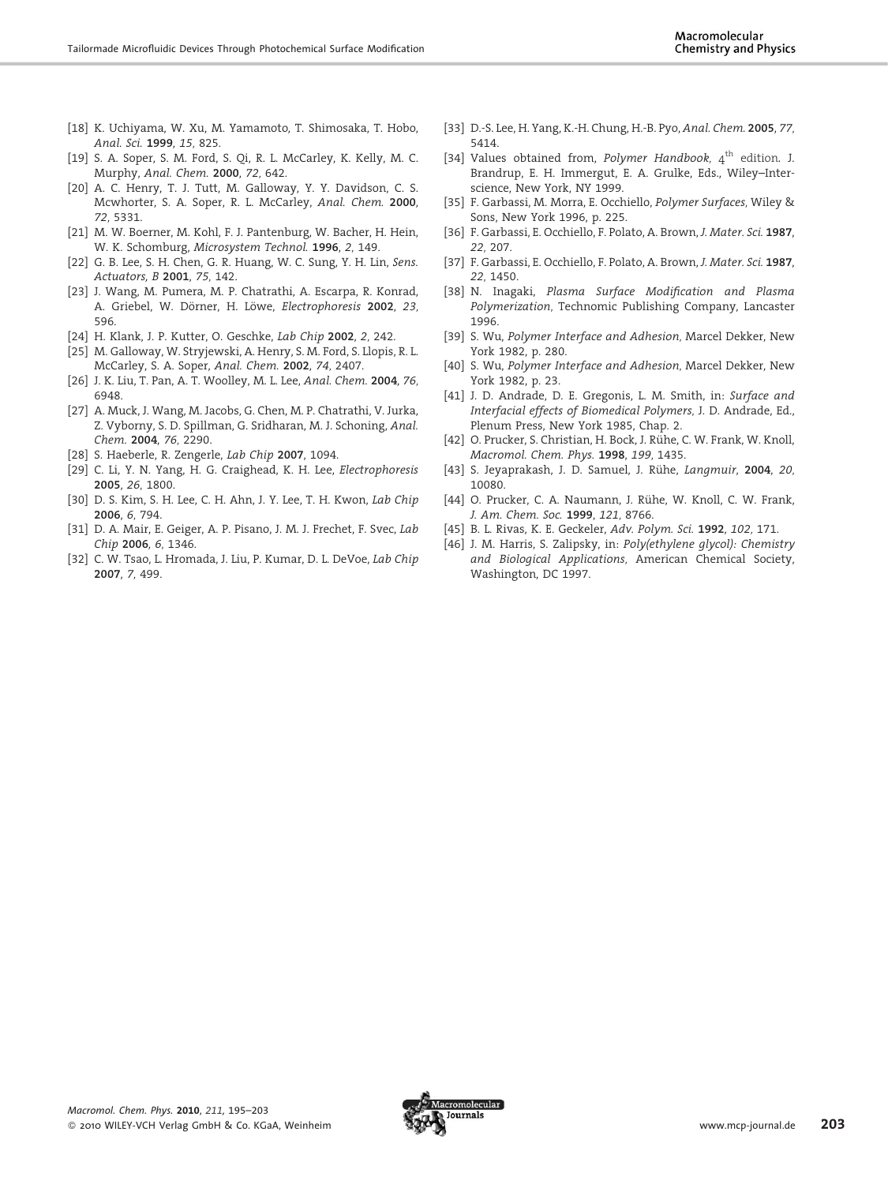[18] K. Uchiyama, W. Xu, M. Yamamoto, T. Shimosaka, T. Hobo, *Anal. Sci.* **1999**, *15*, 825.

[19] S. A. Soper, S. M. Ford, S. Qi, R. L. McCarley, K. Kelly, M. C. Murphy, *Anal. Chem.* **2000**, *72*, 642.

[20] A. C. Henry, T. J. Tutt, M. Galloway, Y. Y. Davidson, C. S. Mcwhorter, S. A. Soper, R. L. McCarley, *Anal. Chem.* **2000**, *72*, 5331.

[21] M. W. Boerner, M. Kohl, F. J. Pantenburg, W. Bacher, H. Hein, W. K. Schomburg, *Microsystem Technol.* **1996**, *2*, 149.

[22] G. B. Lee, S. H. Chen, G. R. Huang, W. C. Sung, Y. H. Lin, *Sens. Actuators, B* **2001**, *75*, 142.

[23] J. Wang, M. Pumera, M. P. Chatrathi, A. Escarpa, R. Konrad, A. Griebel, W. Dörner, H. Löwe, *Electrophoresis* **2002**, *23*, 596.

[24] H. Klank, J. P. Kutter, O. Geschke, *Lab Chip* **2002**, *2*, 242.

[25] M. Galloway, W. Stryjewski, A. Henry, S. M. Ford, S. Llopis, R. L. McCarley, S. A. Soper, *Anal. Chem.* **2002**, *74*, 2407.

[26] J. K. Liu, T. Pan, A. T. Woolley, M. L. Lee, *Anal. Chem.* **2004**, *76*, 6948.

[27] A. Muck, J. Wang, M. Jacobs, G. Chen, M. P. Chatrathi, V. Jurka, Z. Vyborny, S. D. Spillman, G. Sridharan, M. J. Schoning, *Anal. Chem.* **2004**, *76*, 2290.

[28] S. Haeberle, R. Zengerle, *Lab Chip* **2007**, 1094.

[29] C. Li, Y. N. Yang, H. G. Craighead, K. H. Lee, *Electrophoresis* **2005**, *26*, 1800.

[30] D. S. Kim, S. H. Lee, C. H. Ahn, J. Y. Lee, T. H. Kwon, *Lab Chip* **2006**, *6*, 794.

[31] D. A. Mair, E. Geiger, A. P. Pisano, J. M. J. Frechet, F. Svec, *Lab Chip* **2006**, *6*, 1346.

[32] C. W. Tsao, L. Hromada, J. Liu, P. Kumar, D. L. DeVoe, *Lab Chip* **2007**, *7*, 499.

[33] D.-S. Lee, H. Yang, K.-H. Chung, H.-B. Pyo, *Anal. Chem.* **2005**, *77*, 5414.

[34] Values obtained from, *Polymer Handbook*, $4^{th}$ edition. J. Brandrup, E. H. Immergut, E. A. Grulke, Eds., Wiley–Interscience, New York, NY 1999.

[35] F. Garbassi, M. Morra, E. Occhiello, *Polymer Surfaces*, Wiley & Sons, New York 1996, p. 225.

[36] F. Garbassi, E. Occhiello, F. Polato, A. Brown, *J. Mater. Sci.* **1987**, *22*, 207.

[37] F. Garbassi, E. Occhiello, F. Polato, A. Brown, *J. Mater. Sci.* **1987**, *22*, 1450.

[38] N. Inagaki, *Plasma Surface Modification and Plasma Polymerization*, Technomic Publishing Company, Lancaster 1996.

[39] S. Wu, *Polymer Interface and Adhesion*, Marcel Dekker, New York 1982, p. 280.

[40] S. Wu, *Polymer Interface and Adhesion*, Marcel Dekker, New York 1982, p. 23.

[41] J. D. Andrade, D. E. Gregonis, L. M. Smith, in: *Surface and Interfacial effects of Biomedical Polymers*, J. D. Andrade, Ed., Plenum Press, New York 1985, Chap. 2.

[42] O. Prucker, S. Christian, H. Bock, J. Rühe, C. W. Frank, W. Knoll, *Macromol. Chem. Phys.* **1998**, *199*, 1435.

[43] S. Jeyaprakash, J. D. Samuel, J. Rühe, *Langmuir*, **2004**, *20*, 10080.

[44] O. Prucker, C. A. Naumann, J. Rühe, W. Knoll, C. W. Frank, *J. Am. Chem. Soc.* **1999**, *121*, 8766.

[45] B. L. Rivas, K. E. Geckeler, *Adv. Polym. Sci.* **1992**, *102*, 171.

[46] J. M. Harris, S. Zalipsky, in: *Poly(ethylene glycol): Chemistry and Biological Applications*, American Chemical Society, Washington, DC 1997.